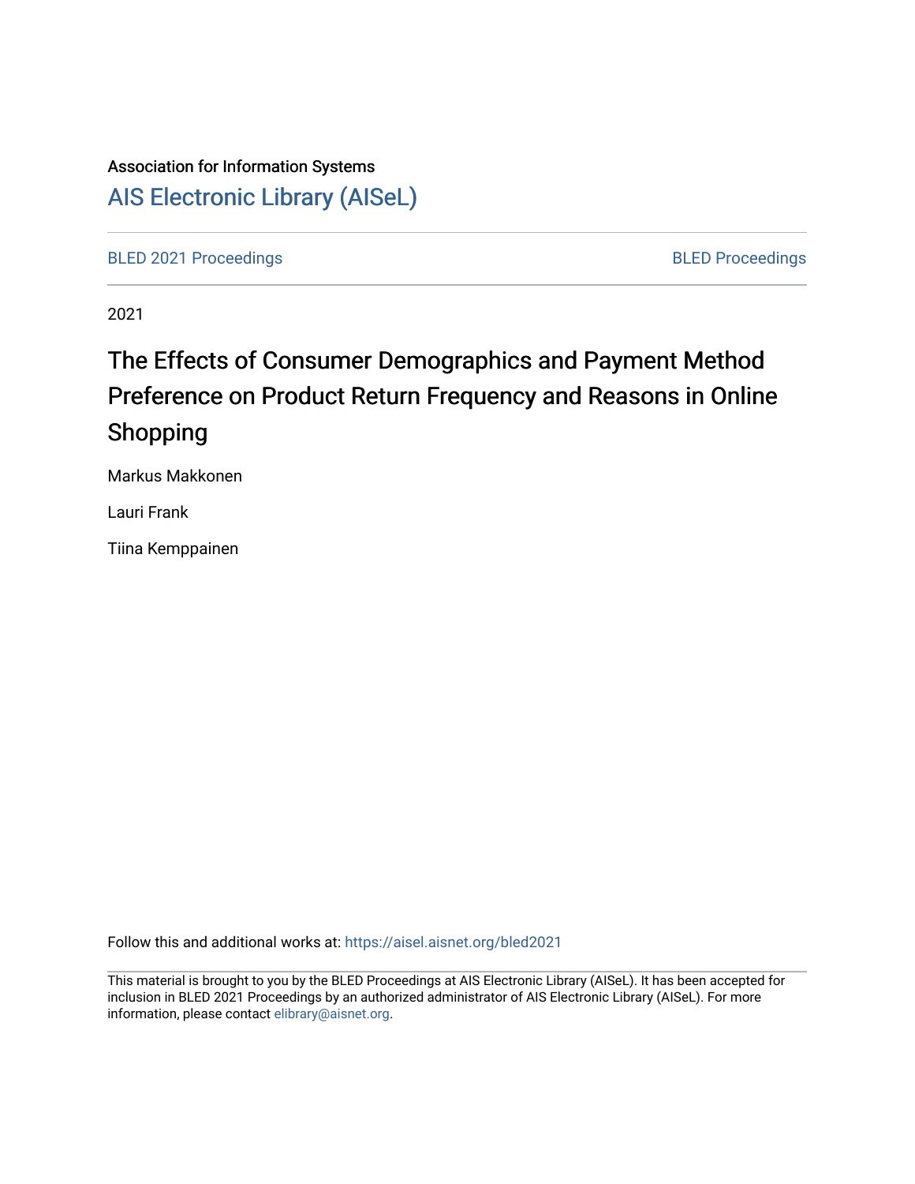Association for Information Systems

[AIS Electronic Library (AISeL)](https://aisel.aisnet.org/)

[BLED 2021 Proceedings](https://aisel.aisnet.org/bled2021) | [BLED Proceedings](https://aisel.aisnet.org/bled)

2021

# The Effects of Consumer Demographics and Payment Method Preference on Product Return Frequency and Reasons in Online Shopping

Markus Makkonen

Lauri Frank

Tiina Kemppainen

Follow this and additional works at: https://aisel.aisnet.org/bled2021

This material is brought to you by the BLED Proceedings at AIS Electronic Library (AISeL). It has been accepted for inclusion in BLED 2021 Proceedings by an authorized administrator of AIS Electronic Library (AISeL). For more information, please contact elibrary@aisnet.org.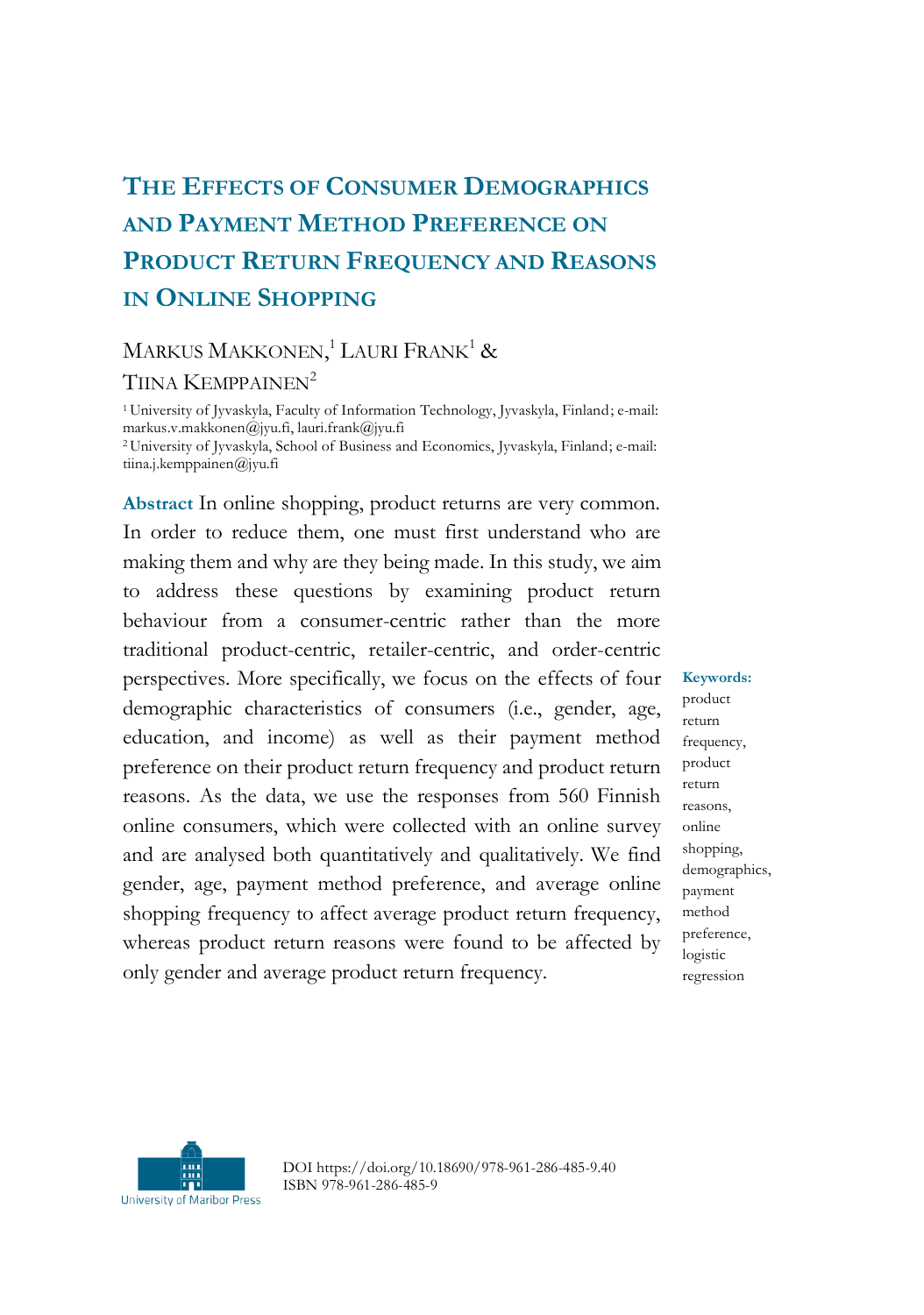# The Effects of Consumer Demographics and Payment Method Preference on Product Return Frequency and Reasons in Online Shopping

Markus Makkonen,[1] Lauri Frank[1] & Tiina Kemppainen[2]

[1] University of Jyvaskyla, Faculty of Information Technology, Jyvaskyla, Finland; e-mail: markus.v.makkonen@jyu.fi, lauri.frank@jyu.fi

[2] University of Jyvaskyla, School of Business and Economics, Jyvaskyla, Finland; e-mail: tiina.j.kemppainen@jyu.fi

**Abstract** In online shopping, product returns are very common. In order to reduce them, one must first understand who are making them and why are they being made. In this study, we aim to address these questions by examining product return behaviour from a consumer-centric rather than the more traditional product-centric, retailer-centric, and order-centric perspectives. More specifically, we focus on the effects of four demographic characteristics of consumers (i.e., gender, age, education, and income) as well as their payment method preference on their product return frequency and product return reasons. As the data, we use the responses from 560 Finnish online consumers, which were collected with an online survey and are analysed both quantitatively and qualitatively. We find gender, age, payment method preference, and average online shopping frequency to affect average product return frequency, whereas product return reasons were found to be affected by only gender and average product return frequency.

**Keywords:** product return frequency, product return reasons, online shopping, demographics, payment method preference, logistic regression

University of Maribor Press

DOI https://doi.org/10.18690/978-961-286-485-9.40
ISBN 978-961-286-485-9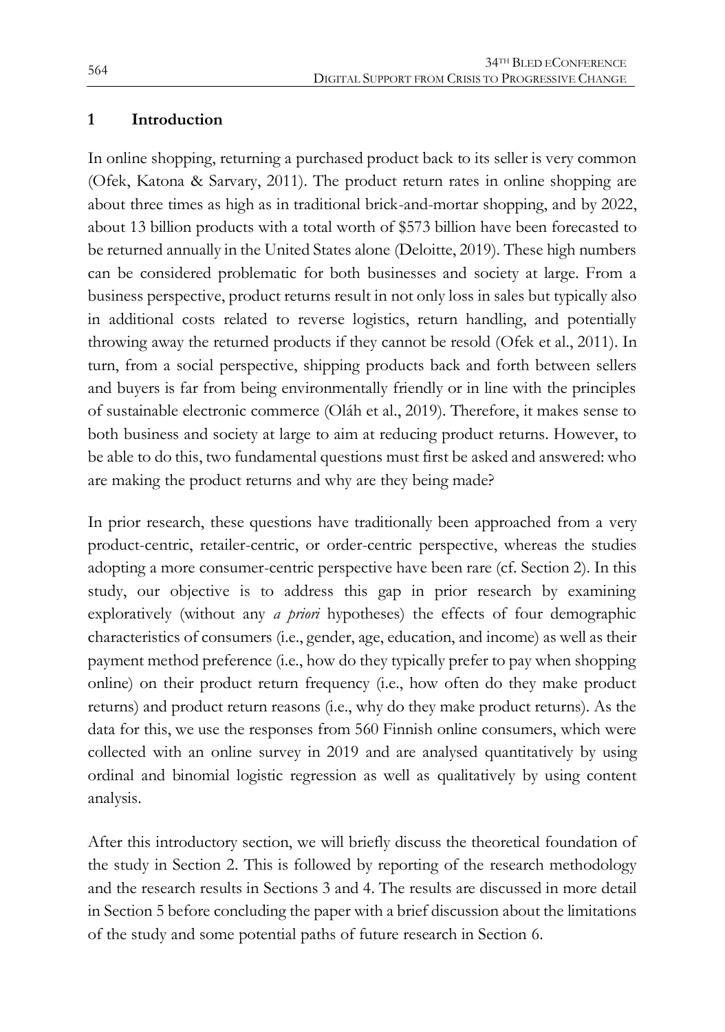## 1 Introduction

In online shopping, returning a purchased product back to its seller is very common (Ofek, Katona & Sarvary, 2011). The product return rates in online shopping are about three times as high as in traditional brick-and-mortar shopping, and by 2022, about 13 billion products with a total worth of $573 billion have been forecasted to be returned annually in the United States alone (Deloitte, 2019). These high numbers can be considered problematic for both businesses and society at large. From a business perspective, product returns result in not only loss in sales but typically also in additional costs related to reverse logistics, return handling, and potentially throwing away the returned products if they cannot be resold (Ofek et al., 2011). In turn, from a social perspective, shipping products back and forth between sellers and buyers is far from being environmentally friendly or in line with the principles of sustainable electronic commerce (Oláh et al., 2019). Therefore, it makes sense to both business and society at large to aim at reducing product returns. However, to be able to do this, two fundamental questions must first be asked and answered: who are making the product returns and why are they being made?

In prior research, these questions have traditionally been approached from a very product-centric, retailer-centric, or order-centric perspective, whereas the studies adopting a more consumer-centric perspective have been rare (cf. Section 2). In this study, our objective is to address this gap in prior research by examining exploratively (without any *a priori* hypotheses) the effects of four demographic characteristics of consumers (i.e., gender, age, education, and income) as well as their payment method preference (i.e., how do they typically prefer to pay when shopping online) on their product return frequency (i.e., how often do they make product returns) and product return reasons (i.e., why do they make product returns). As the data for this, we use the responses from 560 Finnish online consumers, which were collected with an online survey in 2019 and are analysed quantitatively by using ordinal and binomial logistic regression as well as qualitatively by using content analysis.

After this introductory section, we will briefly discuss the theoretical foundation of the study in Section 2. This is followed by reporting of the research methodology and the research results in Sections 3 and 4. The results are discussed in more detail in Section 5 before concluding the paper with a brief discussion about the limitations of the study and some potential paths of future research in Section 6.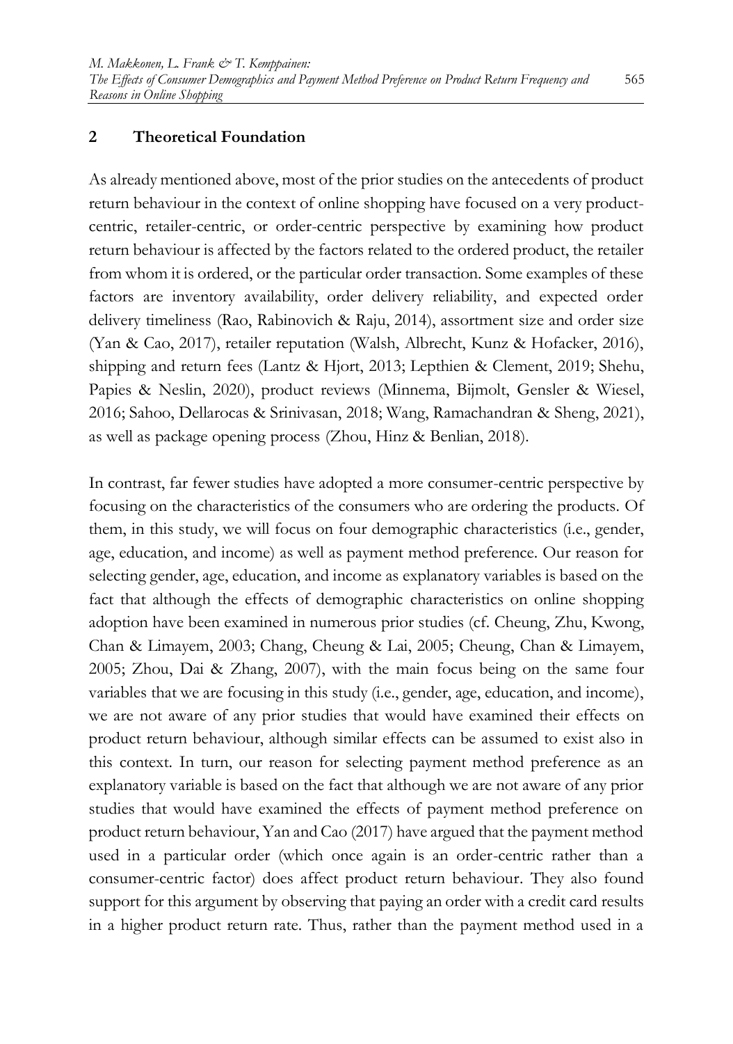## 2 Theoretical Foundation

As already mentioned above, most of the prior studies on the antecedents of product return behaviour in the context of online shopping have focused on a very product-centric, retailer-centric, or order-centric perspective by examining how product return behaviour is affected by the factors related to the ordered product, the retailer from whom it is ordered, or the particular order transaction. Some examples of these factors are inventory availability, order delivery reliability, and expected order delivery timeliness (Rao, Rabinovich & Raju, 2014), assortment size and order size (Yan & Cao, 2017), retailer reputation (Walsh, Albrecht, Kunz & Hofacker, 2016), shipping and return fees (Lantz & Hjort, 2013; Lepthien & Clement, 2019; Shehu, Papies & Neslin, 2020), product reviews (Minnema, Bijmolt, Gensler & Wiesel, 2016; Sahoo, Dellarocas & Srinivasan, 2018; Wang, Ramachandran & Sheng, 2021), as well as package opening process (Zhou, Hinz & Benlian, 2018).

In contrast, far fewer studies have adopted a more consumer-centric perspective by focusing on the characteristics of the consumers who are ordering the products. Of them, in this study, we will focus on four demographic characteristics (i.e., gender, age, education, and income) as well as payment method preference. Our reason for selecting gender, age, education, and income as explanatory variables is based on the fact that although the effects of demographic characteristics on online shopping adoption have been examined in numerous prior studies (cf. Cheung, Zhu, Kwong, Chan & Limayem, 2003; Chang, Cheung & Lai, 2005; Cheung, Chan & Limayem, 2005; Zhou, Dai & Zhang, 2007), with the main focus being on the same four variables that we are focusing in this study (i.e., gender, age, education, and income), we are not aware of any prior studies that would have examined their effects on product return behaviour, although similar effects can be assumed to exist also in this context. In turn, our reason for selecting payment method preference as an explanatory variable is based on the fact that although we are not aware of any prior studies that would have examined the effects of payment method preference on product return behaviour, Yan and Cao (2017) have argued that the payment method used in a particular order (which once again is an order-centric rather than a consumer-centric factor) does affect product return behaviour. They also found support for this argument by observing that paying an order with a credit card results in a higher product return rate. Thus, rather than the payment method used in a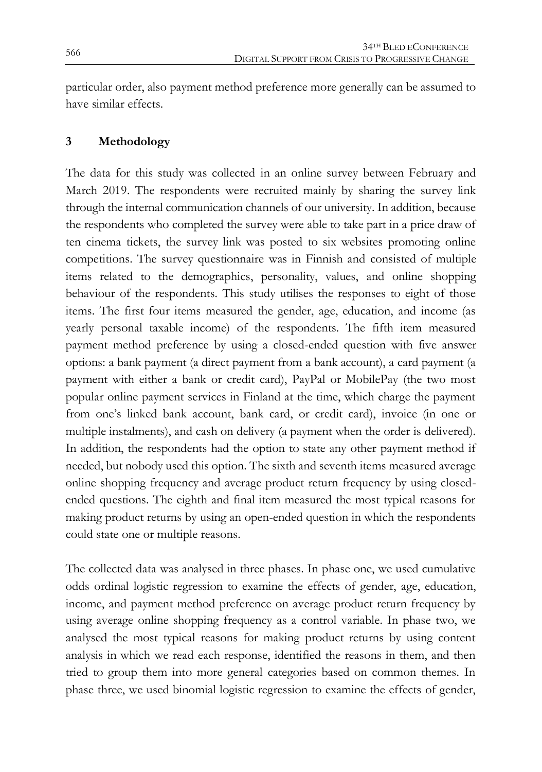particular order, also payment method preference more generally can be assumed to have similar effects.

## 3 Methodology

The data for this study was collected in an online survey between February and March 2019. The respondents were recruited mainly by sharing the survey link through the internal communication channels of our university. In addition, because the respondents who completed the survey were able to take part in a price draw of ten cinema tickets, the survey link was posted to six websites promoting online competitions. The survey questionnaire was in Finnish and consisted of multiple items related to the demographics, personality, values, and online shopping behaviour of the respondents. This study utilises the responses to eight of those items. The first four items measured the gender, age, education, and income (as yearly personal taxable income) of the respondents. The fifth item measured payment method preference by using a closed-ended question with five answer options: a bank payment (a direct payment from a bank account), a card payment (a payment with either a bank or credit card), PayPal or MobilePay (the two most popular online payment services in Finland at the time, which charge the payment from one's linked bank account, bank card, or credit card), invoice (in one or multiple instalments), and cash on delivery (a payment when the order is delivered). In addition, the respondents had the option to state any other payment method if needed, but nobody used this option. The sixth and seventh items measured average online shopping frequency and average product return frequency by using closed-ended questions. The eighth and final item measured the most typical reasons for making product returns by using an open-ended question in which the respondents could state one or multiple reasons.

The collected data was analysed in three phases. In phase one, we used cumulative odds ordinal logistic regression to examine the effects of gender, age, education, income, and payment method preference on average product return frequency by using average online shopping frequency as a control variable. In phase two, we analysed the most typical reasons for making product returns by using content analysis in which we read each response, identified the reasons in them, and then tried to group them into more general categories based on common themes. In phase three, we used binomial logistic regression to examine the effects of gender,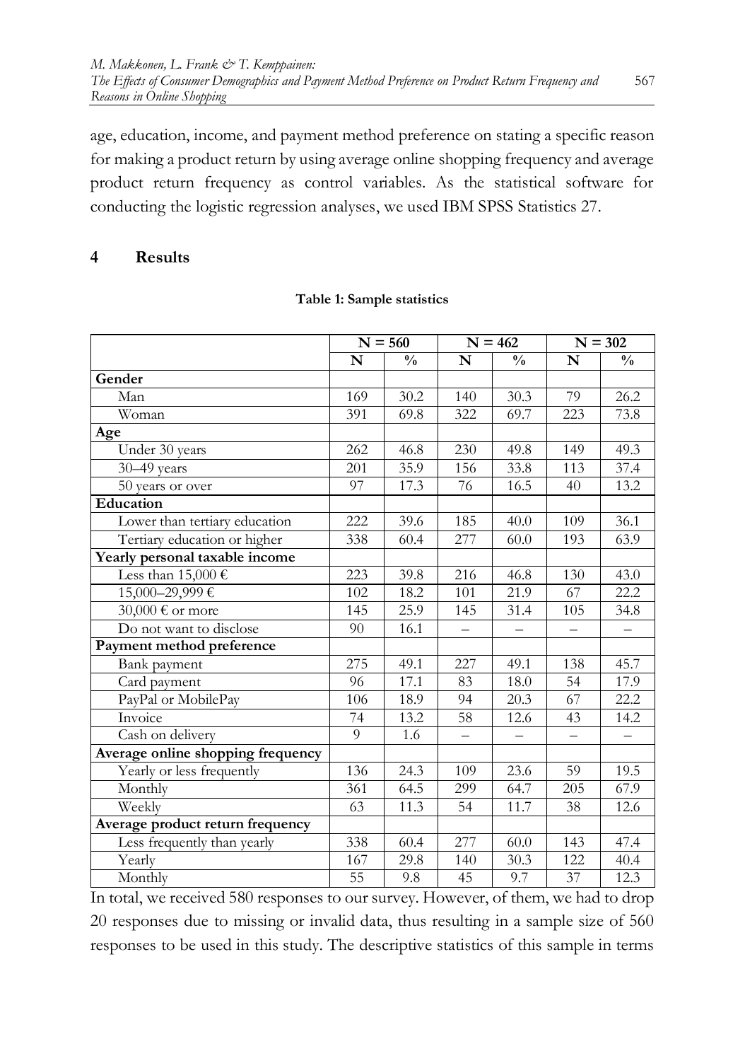age, education, income, and payment method preference on stating a specific reason for making a product return by using average online shopping frequency and average product return frequency as control variables. As the statistical software for conducting the logistic regression analyses, we used IBM SPSS Statistics 27.

## 4 Results

**Table 1: Sample statistics**

| | N = 560 | | N = 462 | | N = 302 | |
|---|---|---|---|---|---|---|
| | N | % | N | % | N | % |
| **Gender** | | | | | | |
| Man | 169 | 30.2 | 140 | 30.3 | 79 | 26.2 |
| Woman | 391 | 69.8 | 322 | 69.7 | 223 | 73.8 |
| **Age** | | | | | | |
| Under 30 years | 262 | 46.8 | 230 | 49.8 | 149 | 49.3 |
| 30–49 years | 201 | 35.9 | 156 | 33.8 | 113 | 37.4 |
| 50 years or over | 97 | 17.3 | 76 | 16.5 | 40 | 13.2 |
| **Education** | | | | | | |
| Lower than tertiary education | 222 | 39.6 | 185 | 40.0 | 109 | 36.1 |
| Tertiary education or higher | 338 | 60.4 | 277 | 60.0 | 193 | 63.9 |
| **Yearly personal taxable income** | | | | | | |
| Less than 15,000 € | 223 | 39.8 | 216 | 46.8 | 130 | 43.0 |
| 15,000–29,999 € | 102 | 18.2 | 101 | 21.9 | 67 | 22.2 |
| 30,000 € or more | 145 | 25.9 | 145 | 31.4 | 105 | 34.8 |
| Do not want to disclose | 90 | 16.1 | – | – | – | – |
| **Payment method preference** | | | | | | |
| Bank payment | 275 | 49.1 | 227 | 49.1 | 138 | 45.7 |
| Card payment | 96 | 17.1 | 83 | 18.0 | 54 | 17.9 |
| PayPal or MobilePay | 106 | 18.9 | 94 | 20.3 | 67 | 22.2 |
| Invoice | 74 | 13.2 | 58 | 12.6 | 43 | 14.2 |
| Cash on delivery | 9 | 1.6 | – | – | – | – |
| **Average online shopping frequency** | | | | | | |
| Yearly or less frequently | 136 | 24.3 | 109 | 23.6 | 59 | 19.5 |
| Monthly | 361 | 64.5 | 299 | 64.7 | 205 | 67.9 |
| Weekly | 63 | 11.3 | 54 | 11.7 | 38 | 12.6 |
| **Average product return frequency** | | | | | | |
| Less frequently than yearly | 338 | 60.4 | 277 | 60.0 | 143 | 47.4 |
| Yearly | 167 | 29.8 | 140 | 30.3 | 122 | 40.4 |
| Monthly | 55 | 9.8 | 45 | 9.7 | 37 | 12.3 |

In total, we received 580 responses to our survey. However, of them, we had to drop 20 responses due to missing or invalid data, thus resulting in a sample size of 560 responses to be used in this study. The descriptive statistics of this sample in terms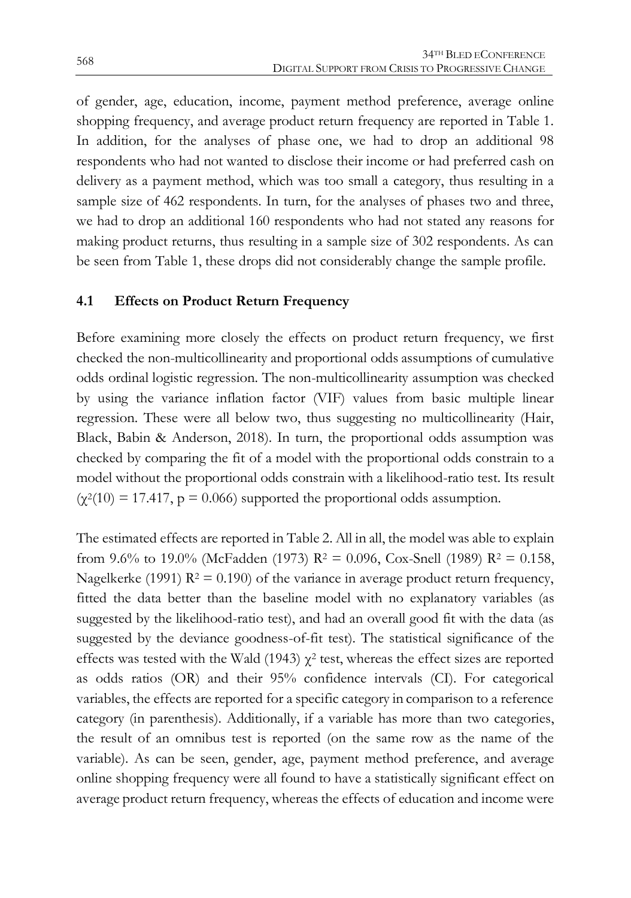of gender, age, education, income, payment method preference, average online shopping frequency, and average product return frequency are reported in Table 1. In addition, for the analyses of phase one, we had to drop an additional 98 respondents who had not wanted to disclose their income or had preferred cash on delivery as a payment method, which was too small a category, thus resulting in a sample size of 462 respondents. In turn, for the analyses of phases two and three, we had to drop an additional 160 respondents who had not stated any reasons for making product returns, thus resulting in a sample size of 302 respondents. As can be seen from Table 1, these drops did not considerably change the sample profile.

### 4.1 Effects on Product Return Frequency

Before examining more closely the effects on product return frequency, we first checked the non-multicollinearity and proportional odds assumptions of cumulative odds ordinal logistic regression. The non-multicollinearity assumption was checked by using the variance inflation factor (VIF) values from basic multiple linear regression. These were all below two, thus suggesting no multicollinearity (Hair, Black, Babin & Anderson, 2018). In turn, the proportional odds assumption was checked by comparing the fit of a model with the proportional odds constrain to a model without the proportional odds constrain with a likelihood-ratio test. Its result ($\chi^2(10) = 17.417$, $p = 0.066$) supported the proportional odds assumption.

The estimated effects are reported in Table 2. All in all, the model was able to explain from 9.6% to 19.0% (McFadden (1973) $R^2 = 0.096$, Cox-Snell (1989) $R^2 = 0.158$, Nagelkerke (1991) $R^2 = 0.190$) of the variance in average product return frequency, fitted the data better than the baseline model with no explanatory variables (as suggested by the likelihood-ratio test), and had an overall good fit with the data (as suggested by the deviance goodness-of-fit test). The statistical significance of the effects was tested with the Wald (1943) $\chi^2$ test, whereas the effect sizes are reported as odds ratios (OR) and their 95% confidence intervals (CI). For categorical variables, the effects are reported for a specific category in comparison to a reference category (in parenthesis). Additionally, if a variable has more than two categories, the result of an omnibus test is reported (on the same row as the name of the variable). As can be seen, gender, age, payment method preference, and average online shopping frequency were all found to have a statistically significant effect on average product return frequency, whereas the effects of education and income were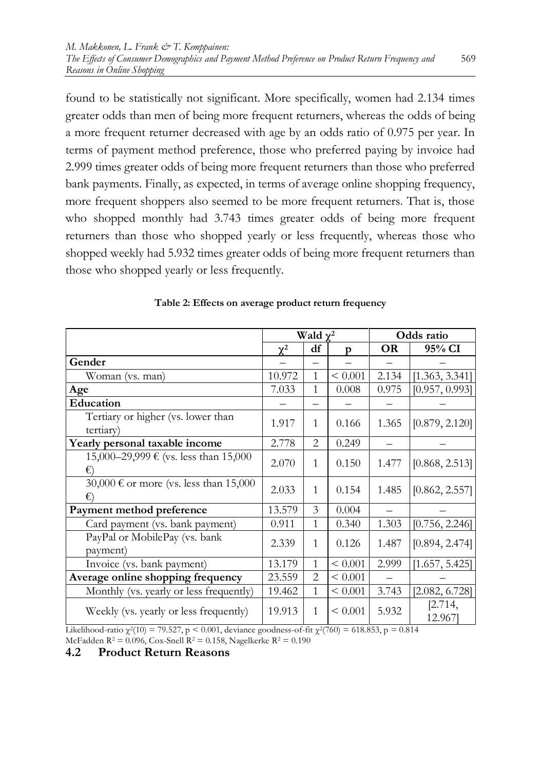found to be statistically not significant. More specifically, women had 2.134 times greater odds than men of being more frequent returners, whereas the odds of being a more frequent returner decreased with age by an odds ratio of 0.975 per year. In terms of payment method preference, those who preferred paying by invoice had 2.999 times greater odds of being more frequent returners than those who preferred bank payments. Finally, as expected, in terms of average online shopping frequency, more frequent shoppers also seemed to be more frequent returners. That is, those who shopped monthly had 3.743 times greater odds of being more frequent returners than those who shopped yearly or less frequently, whereas those who shopped weekly had 5.932 times greater odds of being more frequent returners than those who shopped yearly or less frequently.

**Table 2: Effects on average product return frequency**

| | Wald $\chi^2$ | | | Odds ratio | |
|---|---|---|---|---|---|
| | $\chi^2$ | df | p | OR | 95% CI |
| **Gender** | – | – | – | – | – |
| Woman (vs. man) | 10.972 | 1 | < 0.001 | 2.134 | [1.363, 3.341] |
| **Age** | 7.033 | 1 | 0.008 | 0.975 | [0.957, 0.993] |
| **Education** | – | – | – | – | – |
| Tertiary or higher (vs. lower than tertiary) | 1.917 | 1 | 0.166 | 1.365 | [0.879, 2.120] |
| **Yearly personal taxable income** | 2.778 | 2 | 0.249 | – | – |
| 15,000–29,999 € (vs. less than 15,000 €) | 2.070 | 1 | 0.150 | 1.477 | [0.868, 2.513] |
| 30,000 € or more (vs. less than 15,000 €) | 2.033 | 1 | 0.154 | 1.485 | [0.862, 2.557] |
| **Payment method preference** | 13.579 | 3 | 0.004 | – | – |
| Card payment (vs. bank payment) | 0.911 | 1 | 0.340 | 1.303 | [0.756, 2.246] |
| PayPal or MobilePay (vs. bank payment) | 2.339 | 1 | 0.126 | 1.487 | [0.894, 2.474] |
| Invoice (vs. bank payment) | 13.179 | 1 | < 0.001 | 2.999 | [1.657, 5.425] |
| **Average online shopping frequency** | 23.559 | 2 | < 0.001 | – | – |
| Monthly (vs. yearly or less frequently) | 19.462 | 1 | < 0.001 | 3.743 | [2.082, 6.728] |
| Weekly (vs. yearly or less frequently) | 19.913 | 1 | < 0.001 | 5.932 | [2.714, 12.967] |

Likelihood-ratio $\chi^2(10) = 79.527$, $p < 0.001$, deviance goodness-of-fit $\chi^2(760) = 618.853$, $p = 0.814$
McFadden $R^2 = 0.096$, Cox-Snell $R^2 = 0.158$, Nagelkerke $R^2 = 0.190$

## 4.2 Product Return Reasons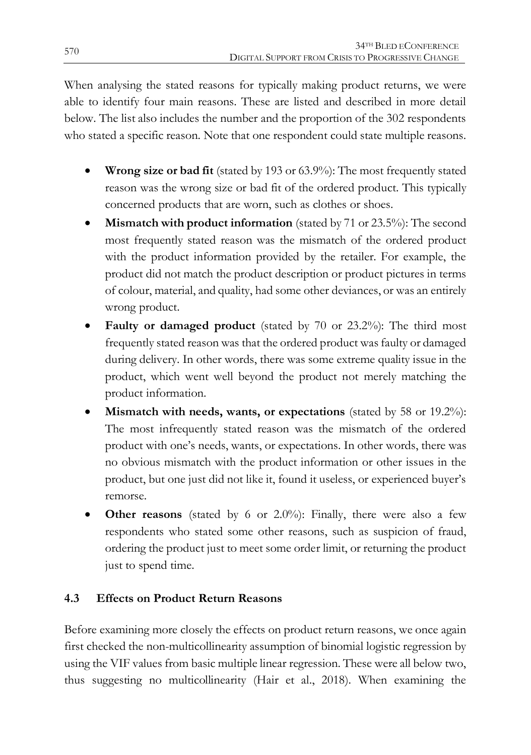When analysing the stated reasons for typically making product returns, we were able to identify four main reasons. These are listed and described in more detail below. The list also includes the number and the proportion of the 302 respondents who stated a specific reason. Note that one respondent could state multiple reasons.

- **Wrong size or bad fit** (stated by 193 or 63.9%): The most frequently stated reason was the wrong size or bad fit of the ordered product. This typically concerned products that are worn, such as clothes or shoes.
- **Mismatch with product information** (stated by 71 or 23.5%): The second most frequently stated reason was the mismatch of the ordered product with the product information provided by the retailer. For example, the product did not match the product description or product pictures in terms of colour, material, and quality, had some other deviances, or was an entirely wrong product.
- **Faulty or damaged product** (stated by 70 or 23.2%): The third most frequently stated reason was that the ordered product was faulty or damaged during delivery. In other words, there was some extreme quality issue in the product, which went well beyond the product not merely matching the product information.
- **Mismatch with needs, wants, or expectations** (stated by 58 or 19.2%): The most infrequently stated reason was the mismatch of the ordered product with one's needs, wants, or expectations. In other words, there was no obvious mismatch with the product information or other issues in the product, but one just did not like it, found it useless, or experienced buyer's remorse.
- **Other reasons** (stated by 6 or 2.0%): Finally, there were also a few respondents who stated some other reasons, such as suspicion of fraud, ordering the product just to meet some order limit, or returning the product just to spend time.

### 4.3 Effects on Product Return Reasons

Before examining more closely the effects on product return reasons, we once again first checked the non-multicollinearity assumption of binomial logistic regression by using the VIF values from basic multiple linear regression. These were all below two, thus suggesting no multicollinearity (Hair et al., 2018). When examining the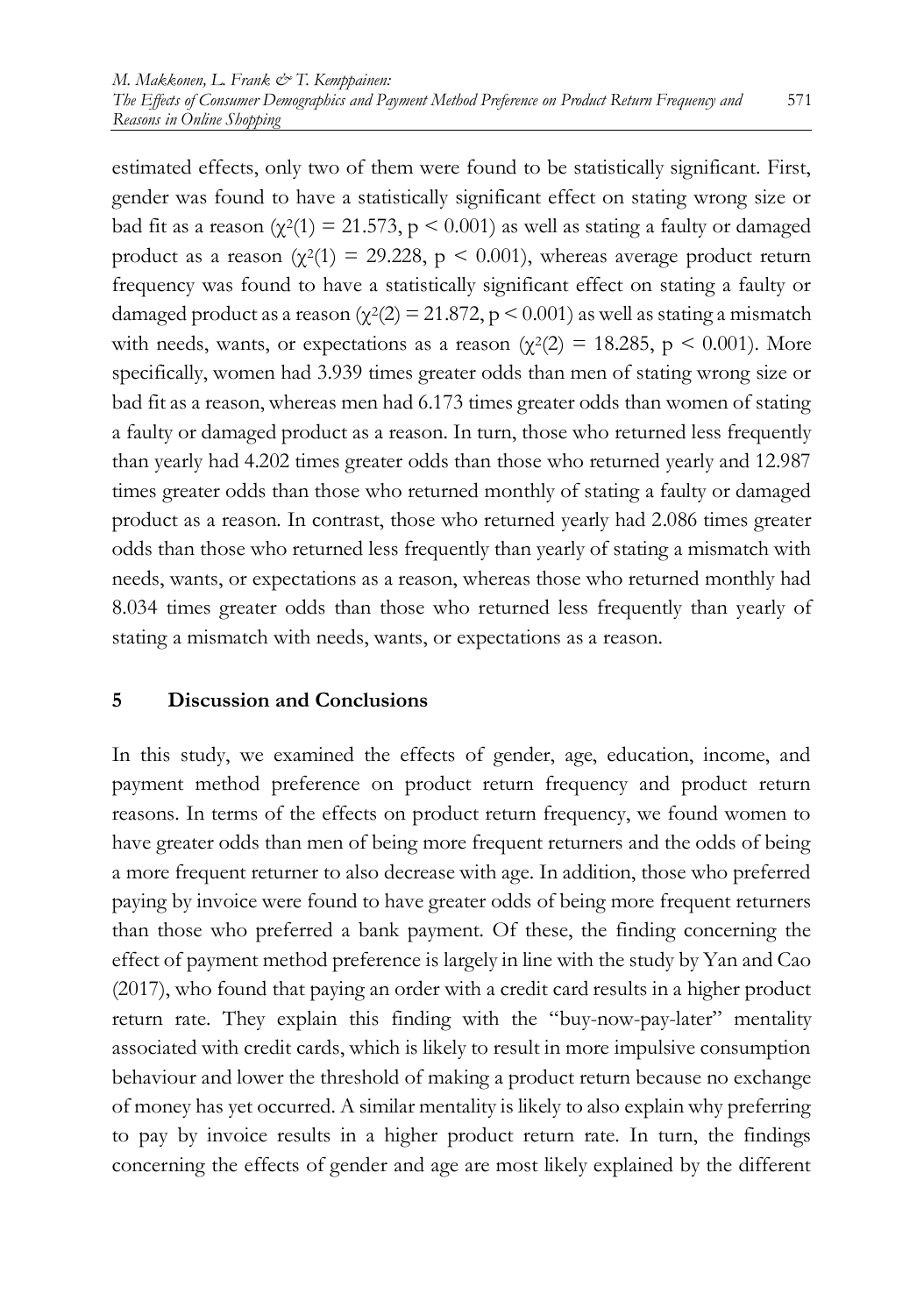estimated effects, only two of them were found to be statistically significant. First, gender was found to have a statistically significant effect on stating wrong size or bad fit as a reason ($\chi^2(1) = 21.573$, $p < 0.001$) as well as stating a faulty or damaged product as a reason ($\chi^2(1) = 29.228$, $p < 0.001$), whereas average product return frequency was found to have a statistically significant effect on stating a faulty or damaged product as a reason ($\chi^2(2) = 21.872$, $p < 0.001$) as well as stating a mismatch with needs, wants, or expectations as a reason ($\chi^2(2) = 18.285$, $p < 0.001$). More specifically, women had 3.939 times greater odds than men of stating wrong size or bad fit as a reason, whereas men had 6.173 times greater odds than women of stating a faulty or damaged product as a reason. In turn, those who returned less frequently than yearly had 4.202 times greater odds than those who returned yearly and 12.987 times greater odds than those who returned monthly of stating a faulty or damaged product as a reason. In contrast, those who returned yearly had 2.086 times greater odds than those who returned less frequently than yearly of stating a mismatch with needs, wants, or expectations as a reason, whereas those who returned monthly had 8.034 times greater odds than those who returned less frequently than yearly of stating a mismatch with needs, wants, or expectations as a reason.

## 5 Discussion and Conclusions

In this study, we examined the effects of gender, age, education, income, and payment method preference on product return frequency and product return reasons. In terms of the effects on product return frequency, we found women to have greater odds than men of being more frequent returners and the odds of being a more frequent returner to also decrease with age. In addition, those who preferred paying by invoice were found to have greater odds of being more frequent returners than those who preferred a bank payment. Of these, the finding concerning the effect of payment method preference is largely in line with the study by Yan and Cao (2017), who found that paying an order with a credit card results in a higher product return rate. They explain this finding with the "buy-now-pay-later" mentality associated with credit cards, which is likely to result in more impulsive consumption behaviour and lower the threshold of making a product return because no exchange of money has yet occurred. A similar mentality is likely to also explain why preferring to pay by invoice results in a higher product return rate. In turn, the findings concerning the effects of gender and age are most likely explained by the different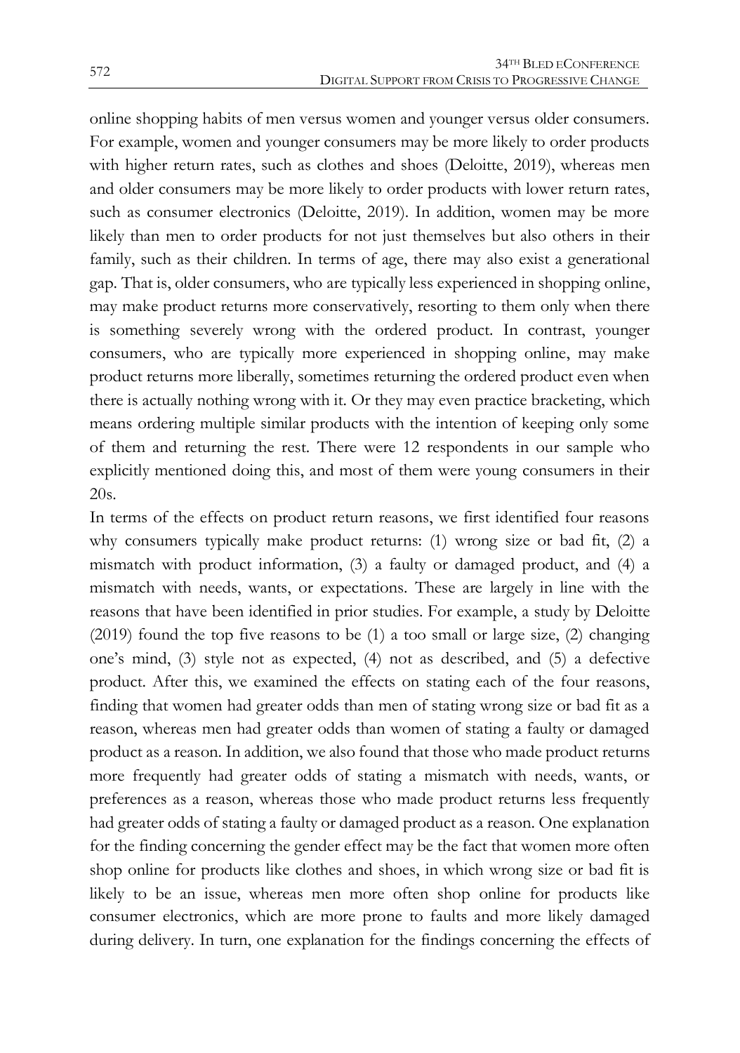online shopping habits of men versus women and younger versus older consumers. For example, women and younger consumers may be more likely to order products with higher return rates, such as clothes and shoes (Deloitte, 2019), whereas men and older consumers may be more likely to order products with lower return rates, such as consumer electronics (Deloitte, 2019). In addition, women may be more likely than men to order products for not just themselves but also others in their family, such as their children. In terms of age, there may also exist a generational gap. That is, older consumers, who are typically less experienced in shopping online, may make product returns more conservatively, resorting to them only when there is something severely wrong with the ordered product. In contrast, younger consumers, who are typically more experienced in shopping online, may make product returns more liberally, sometimes returning the ordered product even when there is actually nothing wrong with it. Or they may even practice bracketing, which means ordering multiple similar products with the intention of keeping only some of them and returning the rest. There were 12 respondents in our sample who explicitly mentioned doing this, and most of them were young consumers in their 20s.

In terms of the effects on product return reasons, we first identified four reasons why consumers typically make product returns: (1) wrong size or bad fit, (2) a mismatch with product information, (3) a faulty or damaged product, and (4) a mismatch with needs, wants, or expectations. These are largely in line with the reasons that have been identified in prior studies. For example, a study by Deloitte (2019) found the top five reasons to be (1) a too small or large size, (2) changing one's mind, (3) style not as expected, (4) not as described, and (5) a defective product. After this, we examined the effects on stating each of the four reasons, finding that women had greater odds than men of stating wrong size or bad fit as a reason, whereas men had greater odds than women of stating a faulty or damaged product as a reason. In addition, we also found that those who made product returns more frequently had greater odds of stating a mismatch with needs, wants, or preferences as a reason, whereas those who made product returns less frequently had greater odds of stating a faulty or damaged product as a reason. One explanation for the finding concerning the gender effect may be the fact that women more often shop online for products like clothes and shoes, in which wrong size or bad fit is likely to be an issue, whereas men more often shop online for products like consumer electronics, which are more prone to faults and more likely damaged during delivery. In turn, one explanation for the findings concerning the effects of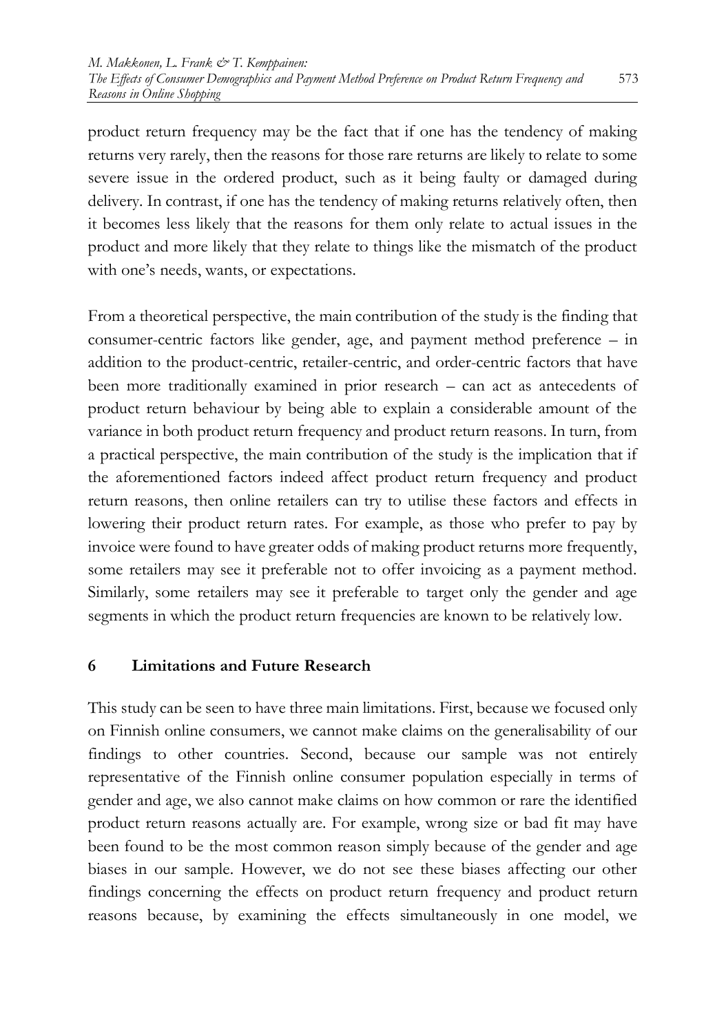product return frequency may be the fact that if one has the tendency of making returns very rarely, then the reasons for those rare returns are likely to relate to some severe issue in the ordered product, such as it being faulty or damaged during delivery. In contrast, if one has the tendency of making returns relatively often, then it becomes less likely that the reasons for them only relate to actual issues in the product and more likely that they relate to things like the mismatch of the product with one's needs, wants, or expectations.

From a theoretical perspective, the main contribution of the study is the finding that consumer-centric factors like gender, age, and payment method preference – in addition to the product-centric, retailer-centric, and order-centric factors that have been more traditionally examined in prior research – can act as antecedents of product return behaviour by being able to explain a considerable amount of the variance in both product return frequency and product return reasons. In turn, from a practical perspective, the main contribution of the study is the implication that if the aforementioned factors indeed affect product return frequency and product return reasons, then online retailers can try to utilise these factors and effects in lowering their product return rates. For example, as those who prefer to pay by invoice were found to have greater odds of making product returns more frequently, some retailers may see it preferable not to offer invoicing as a payment method. Similarly, some retailers may see it preferable to target only the gender and age segments in which the product return frequencies are known to be relatively low.

## 6 Limitations and Future Research

This study can be seen to have three main limitations. First, because we focused only on Finnish online consumers, we cannot make claims on the generalisability of our findings to other countries. Second, because our sample was not entirely representative of the Finnish online consumer population especially in terms of gender and age, we also cannot make claims on how common or rare the identified product return reasons actually are. For example, wrong size or bad fit may have been found to be the most common reason simply because of the gender and age biases in our sample. However, we do not see these biases affecting our other findings concerning the effects on product return frequency and product return reasons because, by examining the effects simultaneously in one model, we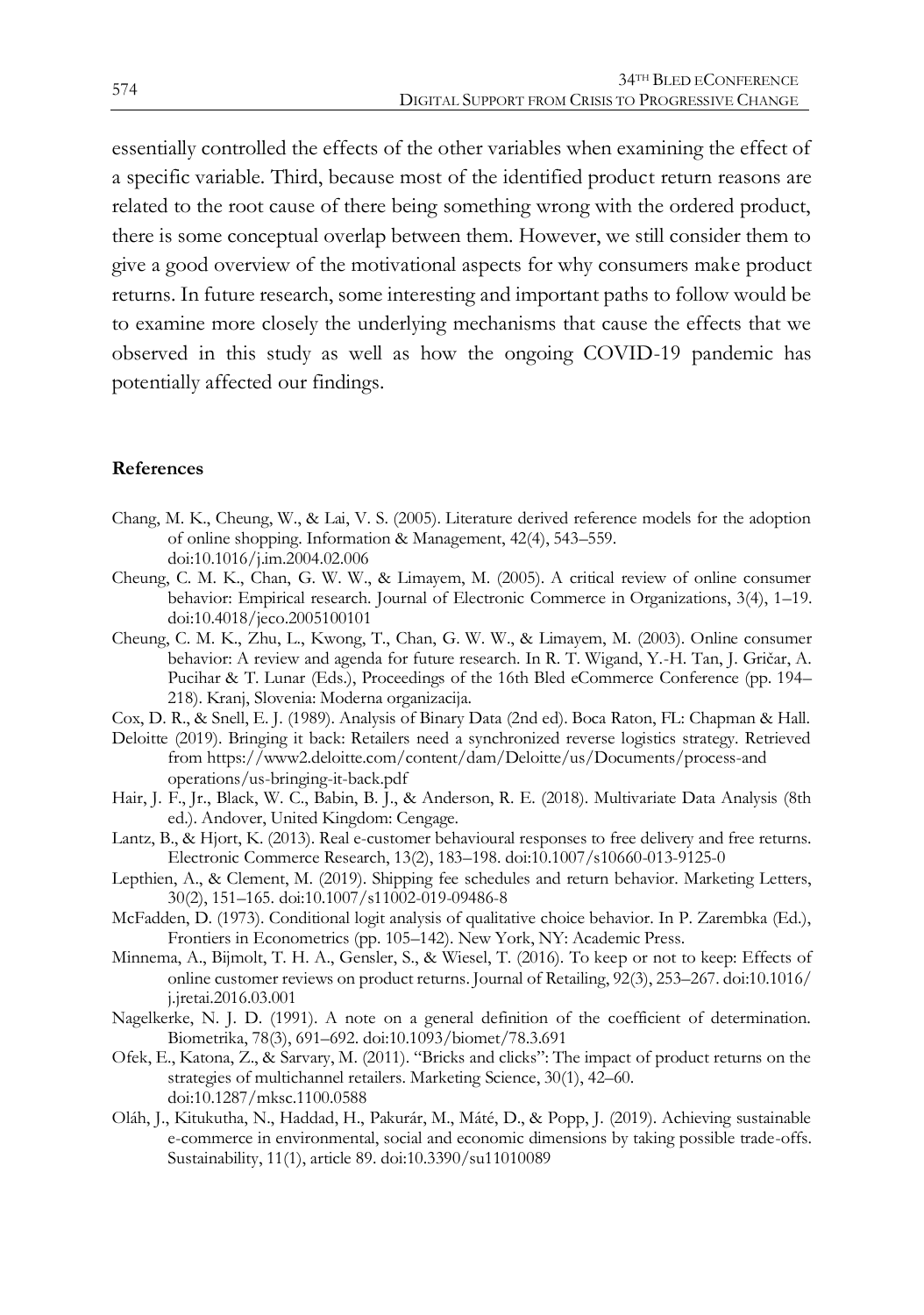essentially controlled the effects of the other variables when examining the effect of a specific variable. Third, because most of the identified product return reasons are related to the root cause of there being something wrong with the ordered product, there is some conceptual overlap between them. However, we still consider them to give a good overview of the motivational aspects for why consumers make product returns. In future research, some interesting and important paths to follow would be to examine more closely the underlying mechanisms that cause the effects that we observed in this study as well as how the ongoing COVID-19 pandemic has potentially affected our findings.

## References

Chang, M. K., Cheung, W., & Lai, V. S. (2005). Literature derived reference models for the adoption of online shopping. Information & Management, 42(4), 543–559. doi:10.1016/j.im.2004.02.006

Cheung, C. M. K., Chan, G. W. W., & Limayem, M. (2005). A critical review of online consumer behavior: Empirical research. Journal of Electronic Commerce in Organizations, 3(4), 1–19. doi:10.4018/jeco.2005100101

Cheung, C. M. K., Zhu, L., Kwong, T., Chan, G. W. W., & Limayem, M. (2003). Online consumer behavior: A review and agenda for future research. In R. T. Wigand, Y.-H. Tan, J. Gričar, A. Pucihar & T. Lunar (Eds.), Proceedings of the 16th Bled eCommerce Conference (pp. 194–218). Kranj, Slovenia: Moderna organizacija.

Cox, D. R., & Snell, E. J. (1989). Analysis of Binary Data (2nd ed). Boca Raton, FL: Chapman & Hall.

Deloitte (2019). Bringing it back: Retailers need a synchronized reverse logistics strategy. Retrieved from https://www2.deloitte.com/content/dam/Deloitte/us/Documents/process-and operations/us-bringing-it-back.pdf

Hair, J. F., Jr., Black, W. C., Babin, B. J., & Anderson, R. E. (2018). Multivariate Data Analysis (8th ed.). Andover, United Kingdom: Cengage.

Lantz, B., & Hjort, K. (2013). Real e-customer behavioural responses to free delivery and free returns. Electronic Commerce Research, 13(2), 183–198. doi:10.1007/s10660-013-9125-0

Lepthien, A., & Clement, M. (2019). Shipping fee schedules and return behavior. Marketing Letters, 30(2), 151–165. doi:10.1007/s11002-019-09486-8

McFadden, D. (1973). Conditional logit analysis of qualitative choice behavior. In P. Zarembka (Ed.), Frontiers in Econometrics (pp. 105–142). New York, NY: Academic Press.

Minnema, A., Bijmolt, T. H. A., Gensler, S., & Wiesel, T. (2016). To keep or not to keep: Effects of online customer reviews on product returns. Journal of Retailing, 92(3), 253–267. doi:10.1016/j.jretai.2016.03.001

Nagelkerke, N. J. D. (1991). A note on a general definition of the coefficient of determination. Biometrika, 78(3), 691–692. doi:10.1093/biomet/78.3.691

Ofek, E., Katona, Z., & Sarvary, M. (2011). "Bricks and clicks": The impact of product returns on the strategies of multichannel retailers. Marketing Science, 30(1), 42–60. doi:10.1287/mksc.1100.0588

Oláh, J., Kitukutha, N., Haddad, H., Pakurár, M., Máté, D., & Popp, J. (2019). Achieving sustainable e-commerce in environmental, social and economic dimensions by taking possible trade-offs. Sustainability, 11(1), article 89. doi:10.3390/su11010089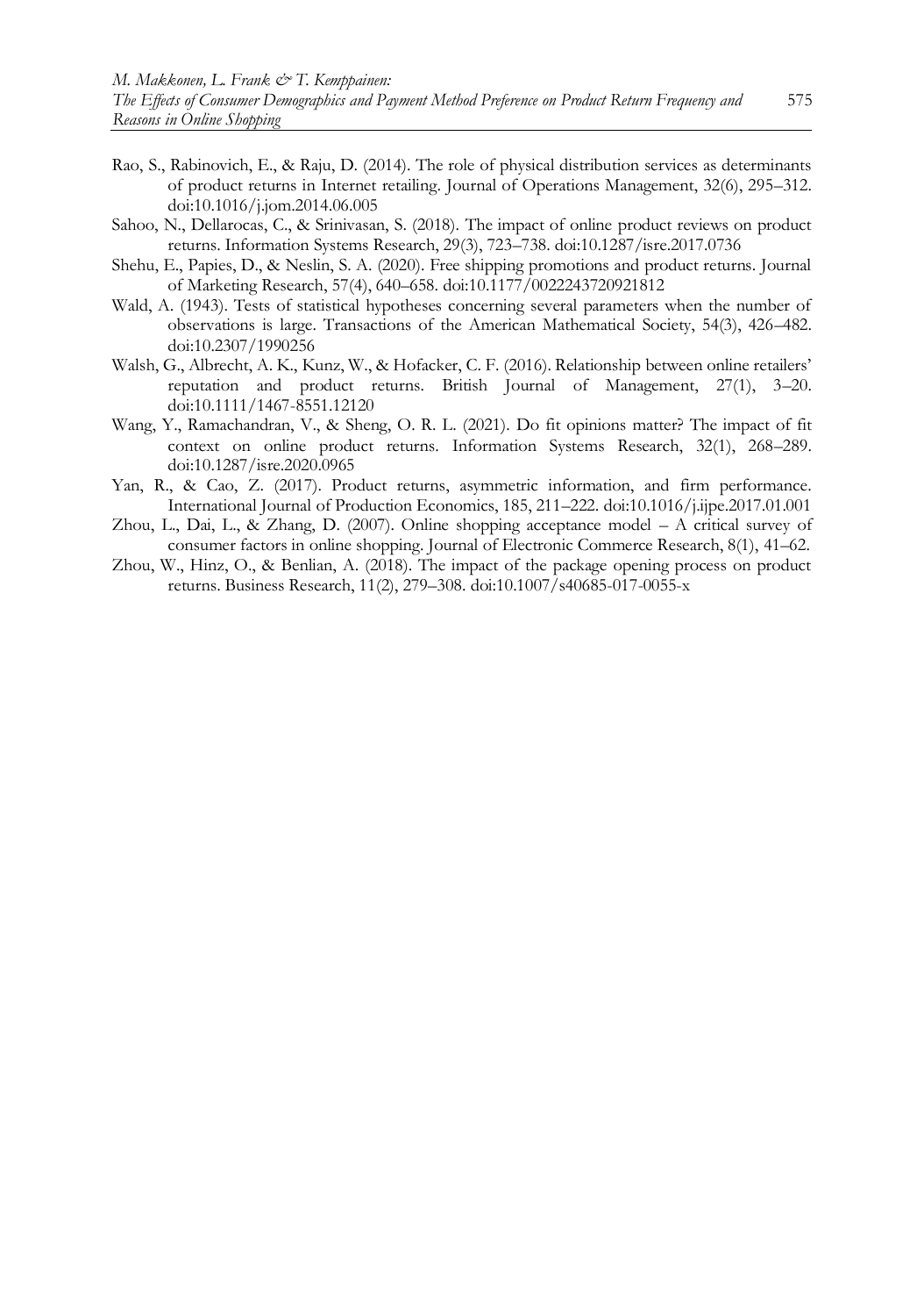Rao, S., Rabinovich, E., & Raju, D. (2014). The role of physical distribution services as determinants of product returns in Internet retailing. Journal of Operations Management, 32(6), 295–312. doi:10.1016/j.jom.2014.06.005

Sahoo, N., Dellarocas, C., & Srinivasan, S. (2018). The impact of online product reviews on product returns. Information Systems Research, 29(3), 723–738. doi:10.1287/isre.2017.0736

Shehu, E., Papies, D., & Neslin, S. A. (2020). Free shipping promotions and product returns. Journal of Marketing Research, 57(4), 640–658. doi:10.1177/0022243720921812

Wald, A. (1943). Tests of statistical hypotheses concerning several parameters when the number of observations is large. Transactions of the American Mathematical Society, 54(3), 426–482. doi:10.2307/1990256

Walsh, G., Albrecht, A. K., Kunz, W., & Hofacker, C. F. (2016). Relationship between online retailers' reputation and product returns. British Journal of Management, 27(1), 3–20. doi:10.1111/1467-8551.12120

Wang, Y., Ramachandran, V., & Sheng, O. R. L. (2021). Do fit opinions matter? The impact of fit context on online product returns. Information Systems Research, 32(1), 268–289. doi:10.1287/isre.2020.0965

Yan, R., & Cao, Z. (2017). Product returns, asymmetric information, and firm performance. International Journal of Production Economics, 185, 211–222. doi:10.1016/j.ijpe.2017.01.001

Zhou, L., Dai, L., & Zhang, D. (2007). Online shopping acceptance model – A critical survey of consumer factors in online shopping. Journal of Electronic Commerce Research, 8(1), 41–62.

Zhou, W., Hinz, O., & Benlian, A. (2018). The impact of the package opening process on product returns. Business Research, 11(2), 279–308. doi:10.1007/s40685-017-0055-x